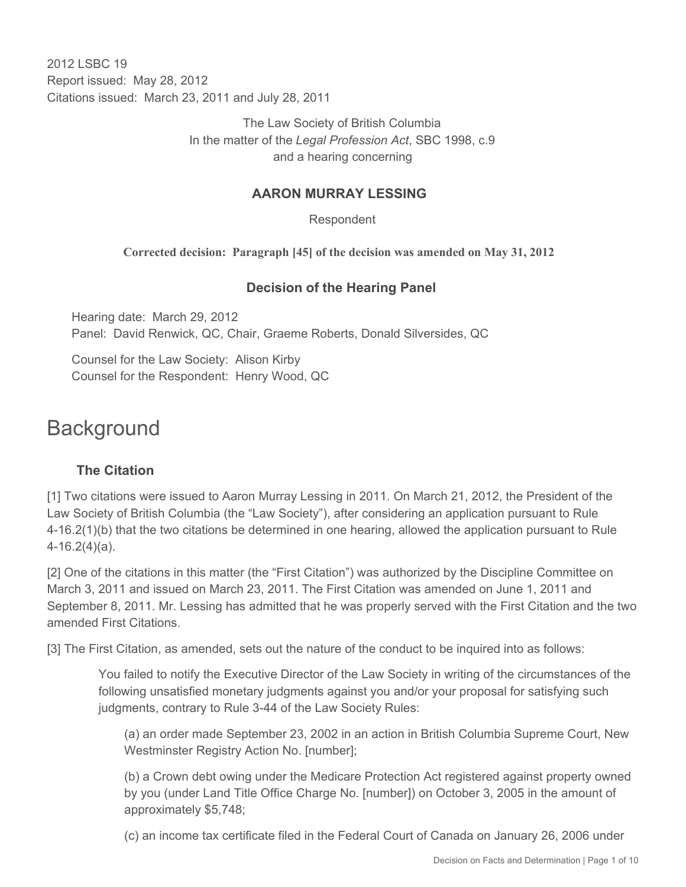2012 LSBC 19
Report issued: May 28, 2012
Citations issued: March 23, 2011 and July 28, 2011

The Law Society of British Columbia
In the matter of the *Legal Profession Act*, SBC 1998, c.9
and a hearing concerning

**AARON MURRAY LESSING**

Respondent

**Corrected decision: Paragraph [45] of the decision was amended on May 31, 2012**

### Decision of the Hearing Panel

Hearing date: March 29, 2012
Panel: David Renwick, QC, Chair, Graeme Roberts, Donald Silversides, QC

Counsel for the Law Society: Alison Kirby
Counsel for the Respondent: Henry Wood, QC

# Background

### The Citation

[1] Two citations were issued to Aaron Murray Lessing in 2011. On March 21, 2012, the President of the Law Society of British Columbia (the "Law Society"), after considering an application pursuant to Rule 4-16.2(1)(b) that the two citations be determined in one hearing, allowed the application pursuant to Rule 4-16.2(4)(a).

[2] One of the citations in this matter (the "First Citation") was authorized by the Discipline Committee on March 3, 2011 and issued on March 23, 2011. The First Citation was amended on June 1, 2011 and September 8, 2011. Mr. Lessing has admitted that he was properly served with the First Citation and the two amended First Citations.

[3] The First Citation, as amended, sets out the nature of the conduct to be inquired into as follows:

> You failed to notify the Executive Director of the Law Society in writing of the circumstances of the following unsatisfied monetary judgments against you and/or your proposal for satisfying such judgments, contrary to Rule 3-44 of the Law Society Rules:
>
> (a) an order made September 23, 2002 in an action in British Columbia Supreme Court, New Westminster Registry Action No. [number];
>
> (b) a Crown debt owing under the Medicare Protection Act registered against property owned by you (under Land Title Office Charge No. [number]) on October 3, 2005 in the amount of approximately $5,748;
>
> (c) an income tax certificate filed in the Federal Court of Canada on January 26, 2006 under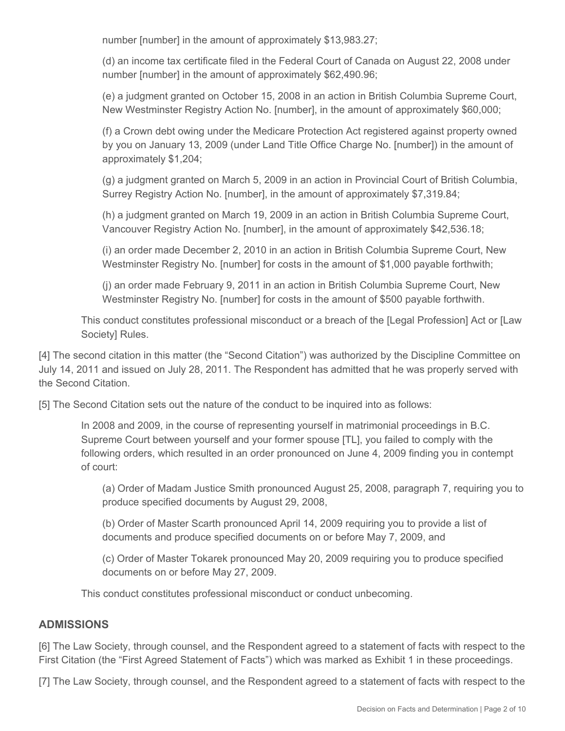number [number] in the amount of approximately $13,983.27;

(d) an income tax certificate filed in the Federal Court of Canada on August 22, 2008 under number [number] in the amount of approximately $62,490.96;

(e) a judgment granted on October 15, 2008 in an action in British Columbia Supreme Court, New Westminster Registry Action No. [number], in the amount of approximately $60,000;

(f) a Crown debt owing under the Medicare Protection Act registered against property owned by you on January 13, 2009 (under Land Title Office Charge No. [number]) in the amount of approximately $1,204;

(g) a judgment granted on March 5, 2009 in an action in Provincial Court of British Columbia, Surrey Registry Action No. [number], in the amount of approximately $7,319.84;

(h) a judgment granted on March 19, 2009 in an action in British Columbia Supreme Court, Vancouver Registry Action No. [number], in the amount of approximately $42,536.18;

(i) an order made December 2, 2010 in an action in British Columbia Supreme Court, New Westminster Registry No. [number] for costs in the amount of $1,000 payable forthwith;

(j) an order made February 9, 2011 in an action in British Columbia Supreme Court, New Westminster Registry No. [number] for costs in the amount of $500 payable forthwith.

This conduct constitutes professional misconduct or a breach of the [Legal Profession] Act or [Law Society] Rules.

[4] The second citation in this matter (the "Second Citation") was authorized by the Discipline Committee on July 14, 2011 and issued on July 28, 2011. The Respondent has admitted that he was properly served with the Second Citation.

[5] The Second Citation sets out the nature of the conduct to be inquired into as follows:

In 2008 and 2009, in the course of representing yourself in matrimonial proceedings in B.C. Supreme Court between yourself and your former spouse [TL], you failed to comply with the following orders, which resulted in an order pronounced on June 4, 2009 finding you in contempt of court:

(a) Order of Madam Justice Smith pronounced August 25, 2008, paragraph 7, requiring you to produce specified documents by August 29, 2008,

(b) Order of Master Scarth pronounced April 14, 2009 requiring you to provide a list of documents and produce specified documents on or before May 7, 2009, and

(c) Order of Master Tokarek pronounced May 20, 2009 requiring you to produce specified documents on or before May 27, 2009.

This conduct constitutes professional misconduct or conduct unbecoming.

## ADMISSIONS

[6] The Law Society, through counsel, and the Respondent agreed to a statement of facts with respect to the First Citation (the "First Agreed Statement of Facts") which was marked as Exhibit 1 in these proceedings.

[7] The Law Society, through counsel, and the Respondent agreed to a statement of facts with respect to the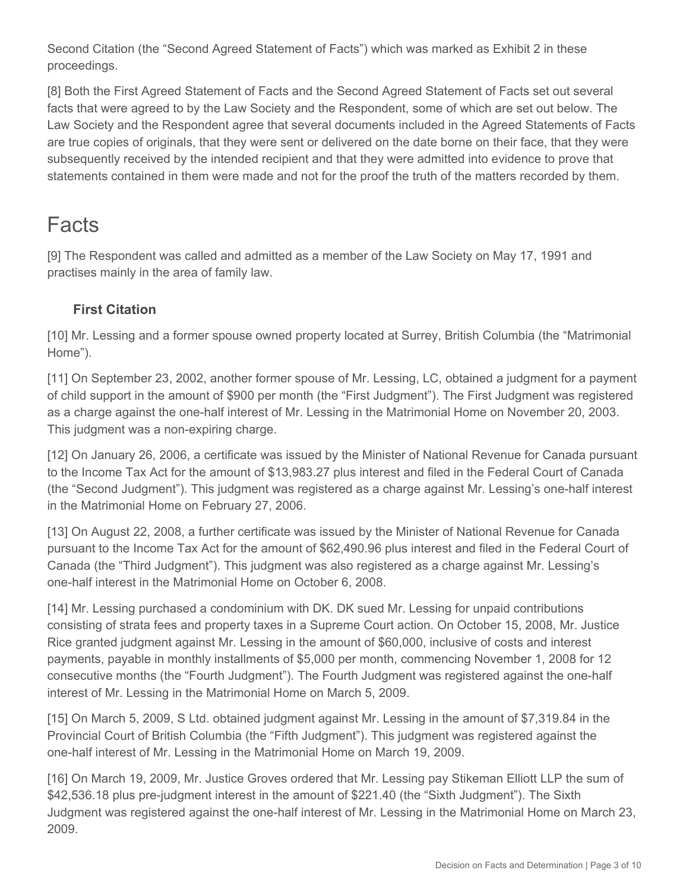Second Citation (the "Second Agreed Statement of Facts") which was marked as Exhibit 2 in these proceedings.

[8] Both the First Agreed Statement of Facts and the Second Agreed Statement of Facts set out several facts that were agreed to by the Law Society and the Respondent, some of which are set out below. The Law Society and the Respondent agree that several documents included in the Agreed Statements of Facts are true copies of originals, that they were sent or delivered on the date borne on their face, that they were subsequently received by the intended recipient and that they were admitted into evidence to prove that statements contained in them were made and not for the proof the truth of the matters recorded by them.

# Facts

[9] The Respondent was called and admitted as a member of the Law Society on May 17, 1991 and practises mainly in the area of family law.

### First Citation

[10] Mr. Lessing and a former spouse owned property located at Surrey, British Columbia (the "Matrimonial Home").

[11] On September 23, 2002, another former spouse of Mr. Lessing, LC, obtained a judgment for a payment of child support in the amount of $900 per month (the "First Judgment"). The First Judgment was registered as a charge against the one-half interest of Mr. Lessing in the Matrimonial Home on November 20, 2003. This judgment was a non-expiring charge.

[12] On January 26, 2006, a certificate was issued by the Minister of National Revenue for Canada pursuant to the Income Tax Act for the amount of $13,983.27 plus interest and filed in the Federal Court of Canada (the "Second Judgment"). This judgment was registered as a charge against Mr. Lessing's one-half interest in the Matrimonial Home on February 27, 2006.

[13] On August 22, 2008, a further certificate was issued by the Minister of National Revenue for Canada pursuant to the Income Tax Act for the amount of $62,490.96 plus interest and filed in the Federal Court of Canada (the "Third Judgment"). This judgment was also registered as a charge against Mr. Lessing's one-half interest in the Matrimonial Home on October 6, 2008.

[14] Mr. Lessing purchased a condominium with DK. DK sued Mr. Lessing for unpaid contributions consisting of strata fees and property taxes in a Supreme Court action. On October 15, 2008, Mr. Justice Rice granted judgment against Mr. Lessing in the amount of $60,000, inclusive of costs and interest payments, payable in monthly installments of $5,000 per month, commencing November 1, 2008 for 12 consecutive months (the "Fourth Judgment"). The Fourth Judgment was registered against the one-half interest of Mr. Lessing in the Matrimonial Home on March 5, 2009.

[15] On March 5, 2009, S Ltd. obtained judgment against Mr. Lessing in the amount of $7,319.84 in the Provincial Court of British Columbia (the "Fifth Judgment"). This judgment was registered against the one-half interest of Mr. Lessing in the Matrimonial Home on March 19, 2009.

[16] On March 19, 2009, Mr. Justice Groves ordered that Mr. Lessing pay Stikeman Elliott LLP the sum of $42,536.18 plus pre-judgment interest in the amount of $221.40 (the "Sixth Judgment"). The Sixth Judgment was registered against the one-half interest of Mr. Lessing in the Matrimonial Home on March 23, 2009.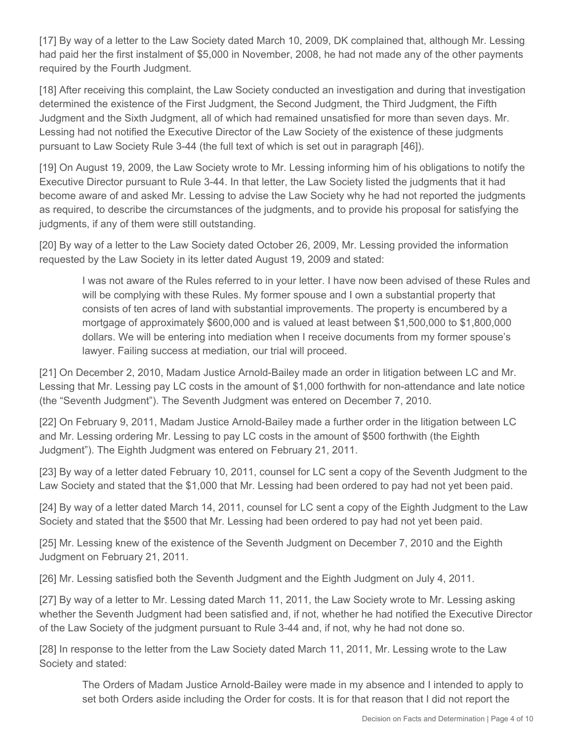[17] By way of a letter to the Law Society dated March 10, 2009, DK complained that, although Mr. Lessing had paid her the first instalment of $5,000 in November, 2008, he had not made any of the other payments required by the Fourth Judgment.

[18] After receiving this complaint, the Law Society conducted an investigation and during that investigation determined the existence of the First Judgment, the Second Judgment, the Third Judgment, the Fifth Judgment and the Sixth Judgment, all of which had remained unsatisfied for more than seven days. Mr. Lessing had not notified the Executive Director of the Law Society of the existence of these judgments pursuant to Law Society Rule 3-44 (the full text of which is set out in paragraph [46]).

[19] On August 19, 2009, the Law Society wrote to Mr. Lessing informing him of his obligations to notify the Executive Director pursuant to Rule 3-44. In that letter, the Law Society listed the judgments that it had become aware of and asked Mr. Lessing to advise the Law Society why he had not reported the judgments as required, to describe the circumstances of the judgments, and to provide his proposal for satisfying the judgments, if any of them were still outstanding.

[20] By way of a letter to the Law Society dated October 26, 2009, Mr. Lessing provided the information requested by the Law Society in its letter dated August 19, 2009 and stated:

> I was not aware of the Rules referred to in your letter. I have now been advised of these Rules and will be complying with these Rules. My former spouse and I own a substantial property that consists of ten acres of land with substantial improvements. The property is encumbered by a mortgage of approximately $600,000 and is valued at least between $1,500,000 to $1,800,000 dollars. We will be entering into mediation when I receive documents from my former spouse's lawyer. Failing success at mediation, our trial will proceed.

[21] On December 2, 2010, Madam Justice Arnold-Bailey made an order in litigation between LC and Mr. Lessing that Mr. Lessing pay LC costs in the amount of $1,000 forthwith for non-attendance and late notice (the "Seventh Judgment"). The Seventh Judgment was entered on December 7, 2010.

[22] On February 9, 2011, Madam Justice Arnold-Bailey made a further order in the litigation between LC and Mr. Lessing ordering Mr. Lessing to pay LC costs in the amount of $500 forthwith (the Eighth Judgment"). The Eighth Judgment was entered on February 21, 2011.

[23] By way of a letter dated February 10, 2011, counsel for LC sent a copy of the Seventh Judgment to the Law Society and stated that the $1,000 that Mr. Lessing had been ordered to pay had not yet been paid.

[24] By way of a letter dated March 14, 2011, counsel for LC sent a copy of the Eighth Judgment to the Law Society and stated that the $500 that Mr. Lessing had been ordered to pay had not yet been paid.

[25] Mr. Lessing knew of the existence of the Seventh Judgment on December 7, 2010 and the Eighth Judgment on February 21, 2011.

[26] Mr. Lessing satisfied both the Seventh Judgment and the Eighth Judgment on July 4, 2011.

[27] By way of a letter to Mr. Lessing dated March 11, 2011, the Law Society wrote to Mr. Lessing asking whether the Seventh Judgment had been satisfied and, if not, whether he had notified the Executive Director of the Law Society of the judgment pursuant to Rule 3-44 and, if not, why he had not done so.

[28] In response to the letter from the Law Society dated March 11, 2011, Mr. Lessing wrote to the Law Society and stated:

> The Orders of Madam Justice Arnold-Bailey were made in my absence and I intended to apply to set both Orders aside including the Order for costs. It is for that reason that I did not report the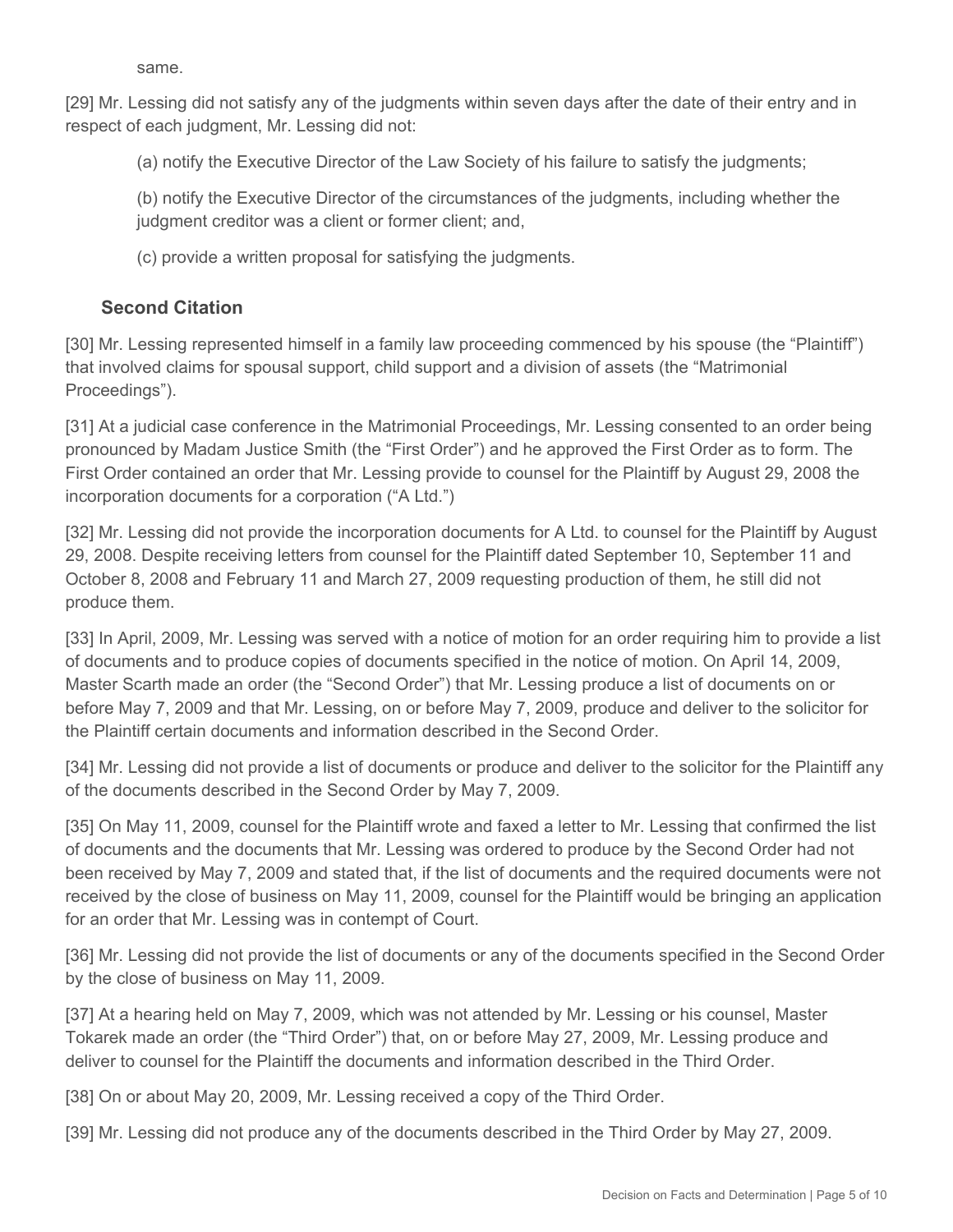same.

[29] Mr. Lessing did not satisfy any of the judgments within seven days after the date of their entry and in respect of each judgment, Mr. Lessing did not:

(a) notify the Executive Director of the Law Society of his failure to satisfy the judgments;

(b) notify the Executive Director of the circumstances of the judgments, including whether the judgment creditor was a client or former client; and,

(c) provide a written proposal for satisfying the judgments.

### Second Citation

[30] Mr. Lessing represented himself in a family law proceeding commenced by his spouse (the "Plaintiff") that involved claims for spousal support, child support and a division of assets (the "Matrimonial Proceedings").

[31] At a judicial case conference in the Matrimonial Proceedings, Mr. Lessing consented to an order being pronounced by Madam Justice Smith (the "First Order") and he approved the First Order as to form. The First Order contained an order that Mr. Lessing provide to counsel for the Plaintiff by August 29, 2008 the incorporation documents for a corporation ("A Ltd.")

[32] Mr. Lessing did not provide the incorporation documents for A Ltd. to counsel for the Plaintiff by August 29, 2008. Despite receiving letters from counsel for the Plaintiff dated September 10, September 11 and October 8, 2008 and February 11 and March 27, 2009 requesting production of them, he still did not produce them.

[33] In April, 2009, Mr. Lessing was served with a notice of motion for an order requiring him to provide a list of documents and to produce copies of documents specified in the notice of motion. On April 14, 2009, Master Scarth made an order (the "Second Order") that Mr. Lessing produce a list of documents on or before May 7, 2009 and that Mr. Lessing, on or before May 7, 2009, produce and deliver to the solicitor for the Plaintiff certain documents and information described in the Second Order.

[34] Mr. Lessing did not provide a list of documents or produce and deliver to the solicitor for the Plaintiff any of the documents described in the Second Order by May 7, 2009.

[35] On May 11, 2009, counsel for the Plaintiff wrote and faxed a letter to Mr. Lessing that confirmed the list of documents and the documents that Mr. Lessing was ordered to produce by the Second Order had not been received by May 7, 2009 and stated that, if the list of documents and the required documents were not received by the close of business on May 11, 2009, counsel for the Plaintiff would be bringing an application for an order that Mr. Lessing was in contempt of Court.

[36] Mr. Lessing did not provide the list of documents or any of the documents specified in the Second Order by the close of business on May 11, 2009.

[37] At a hearing held on May 7, 2009, which was not attended by Mr. Lessing or his counsel, Master Tokarek made an order (the "Third Order") that, on or before May 27, 2009, Mr. Lessing produce and deliver to counsel for the Plaintiff the documents and information described in the Third Order.

[38] On or about May 20, 2009, Mr. Lessing received a copy of the Third Order.

[39] Mr. Lessing did not produce any of the documents described in the Third Order by May 27, 2009.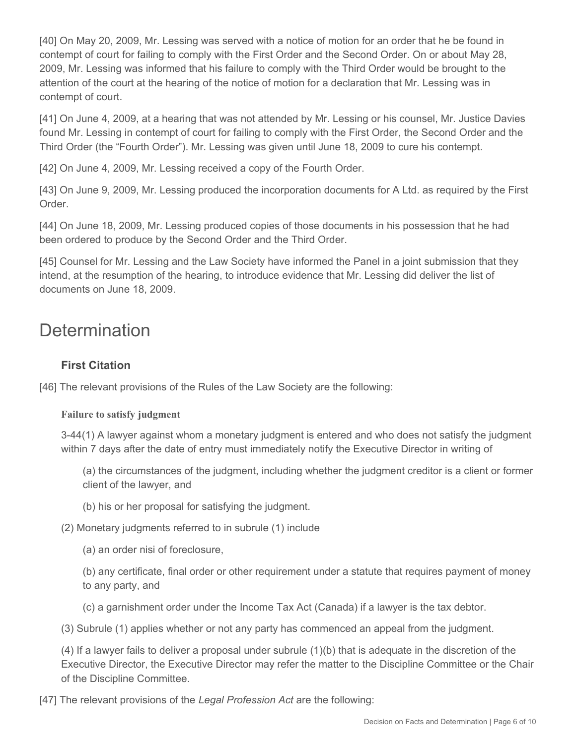[40] On May 20, 2009, Mr. Lessing was served with a notice of motion for an order that he be found in contempt of court for failing to comply with the First Order and the Second Order. On or about May 28, 2009, Mr. Lessing was informed that his failure to comply with the Third Order would be brought to the attention of the court at the hearing of the notice of motion for a declaration that Mr. Lessing was in contempt of court.

[41] On June 4, 2009, at a hearing that was not attended by Mr. Lessing or his counsel, Mr. Justice Davies found Mr. Lessing in contempt of court for failing to comply with the First Order, the Second Order and the Third Order (the "Fourth Order"). Mr. Lessing was given until June 18, 2009 to cure his contempt.

[42] On June 4, 2009, Mr. Lessing received a copy of the Fourth Order.

[43] On June 9, 2009, Mr. Lessing produced the incorporation documents for A Ltd. as required by the First Order.

[44] On June 18, 2009, Mr. Lessing produced copies of those documents in his possession that he had been ordered to produce by the Second Order and the Third Order.

[45] Counsel for Mr. Lessing and the Law Society have informed the Panel in a joint submission that they intend, at the resumption of the hearing, to introduce evidence that Mr. Lessing did deliver the list of documents on June 18, 2009.

# Determination

### First Citation

[46] The relevant provisions of the Rules of the Law Society are the following:

**Failure to satisfy judgment**

3-44(1) A lawyer against whom a monetary judgment is entered and who does not satisfy the judgment within 7 days after the date of entry must immediately notify the Executive Director in writing of

(a) the circumstances of the judgment, including whether the judgment creditor is a client or former client of the lawyer, and

(b) his or her proposal for satisfying the judgment.

(2) Monetary judgments referred to in subrule (1) include

(a) an order nisi of foreclosure,

(b) any certificate, final order or other requirement under a statute that requires payment of money to any party, and

(c) a garnishment order under the Income Tax Act (Canada) if a lawyer is the tax debtor.

(3) Subrule (1) applies whether or not any party has commenced an appeal from the judgment.

(4) If a lawyer fails to deliver a proposal under subrule (1)(b) that is adequate in the discretion of the Executive Director, the Executive Director may refer the matter to the Discipline Committee or the Chair of the Discipline Committee.

[47] The relevant provisions of the *Legal Profession Act* are the following: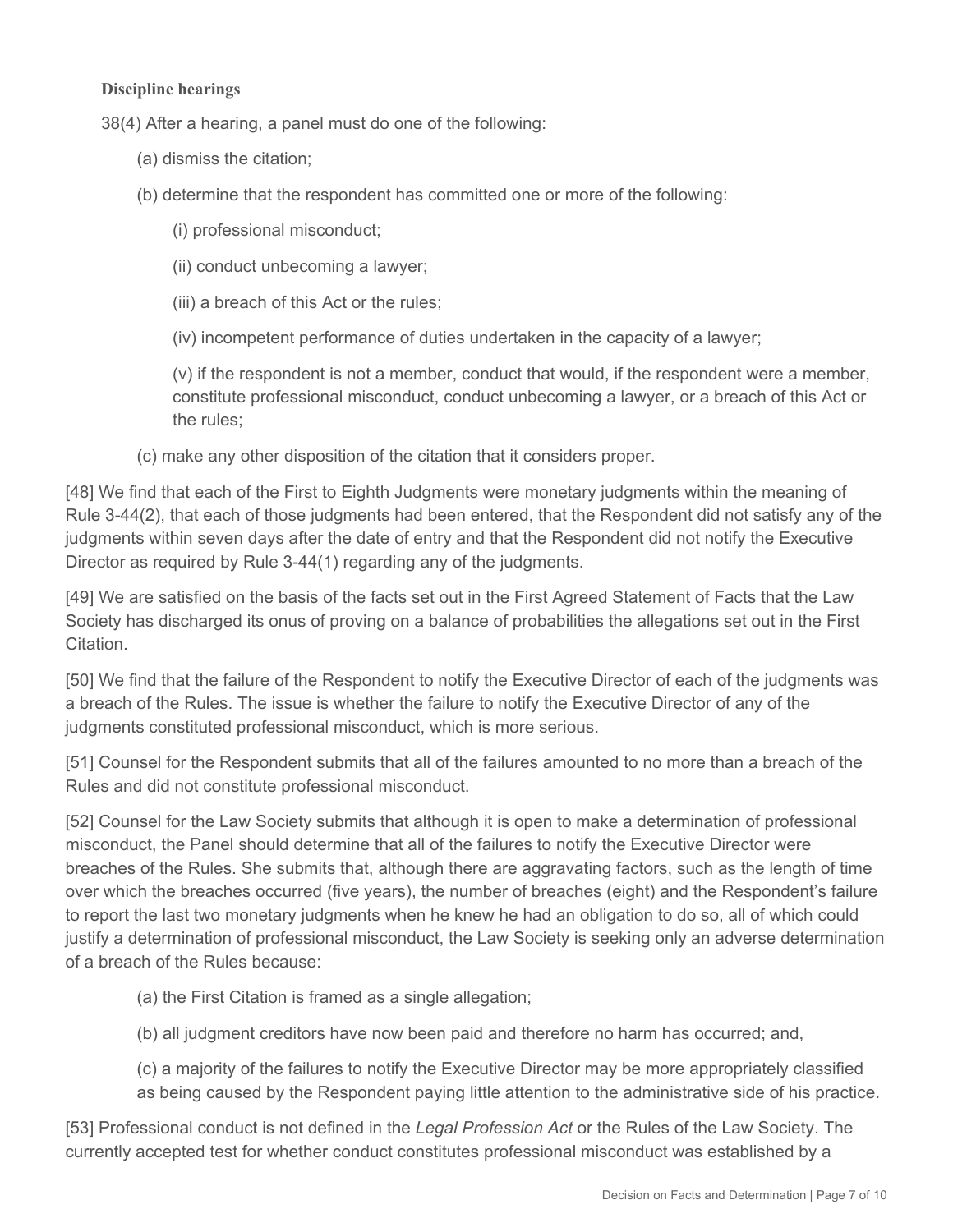**Discipline hearings**

38(4) After a hearing, a panel must do one of the following:

(a) dismiss the citation;

(b) determine that the respondent has committed one or more of the following:

(i) professional misconduct;

(ii) conduct unbecoming a lawyer;

(iii) a breach of this Act or the rules;

(iv) incompetent performance of duties undertaken in the capacity of a lawyer;

(v) if the respondent is not a member, conduct that would, if the respondent were a member, constitute professional misconduct, conduct unbecoming a lawyer, or a breach of this Act or the rules;

(c) make any other disposition of the citation that it considers proper.

[48] We find that each of the First to Eighth Judgments were monetary judgments within the meaning of Rule 3-44(2), that each of those judgments had been entered, that the Respondent did not satisfy any of the judgments within seven days after the date of entry and that the Respondent did not notify the Executive Director as required by Rule 3-44(1) regarding any of the judgments.

[49] We are satisfied on the basis of the facts set out in the First Agreed Statement of Facts that the Law Society has discharged its onus of proving on a balance of probabilities the allegations set out in the First Citation.

[50] We find that the failure of the Respondent to notify the Executive Director of each of the judgments was a breach of the Rules. The issue is whether the failure to notify the Executive Director of any of the judgments constituted professional misconduct, which is more serious.

[51] Counsel for the Respondent submits that all of the failures amounted to no more than a breach of the Rules and did not constitute professional misconduct.

[52] Counsel for the Law Society submits that although it is open to make a determination of professional misconduct, the Panel should determine that all of the failures to notify the Executive Director were breaches of the Rules. She submits that, although there are aggravating factors, such as the length of time over which the breaches occurred (five years), the number of breaches (eight) and the Respondent's failure to report the last two monetary judgments when he knew he had an obligation to do so, all of which could justify a determination of professional misconduct, the Law Society is seeking only an adverse determination of a breach of the Rules because:

(a) the First Citation is framed as a single allegation;

(b) all judgment creditors have now been paid and therefore no harm has occurred; and,

(c) a majority of the failures to notify the Executive Director may be more appropriately classified as being caused by the Respondent paying little attention to the administrative side of his practice.

[53] Professional conduct is not defined in the *Legal Profession Act* or the Rules of the Law Society. The currently accepted test for whether conduct constitutes professional misconduct was established by a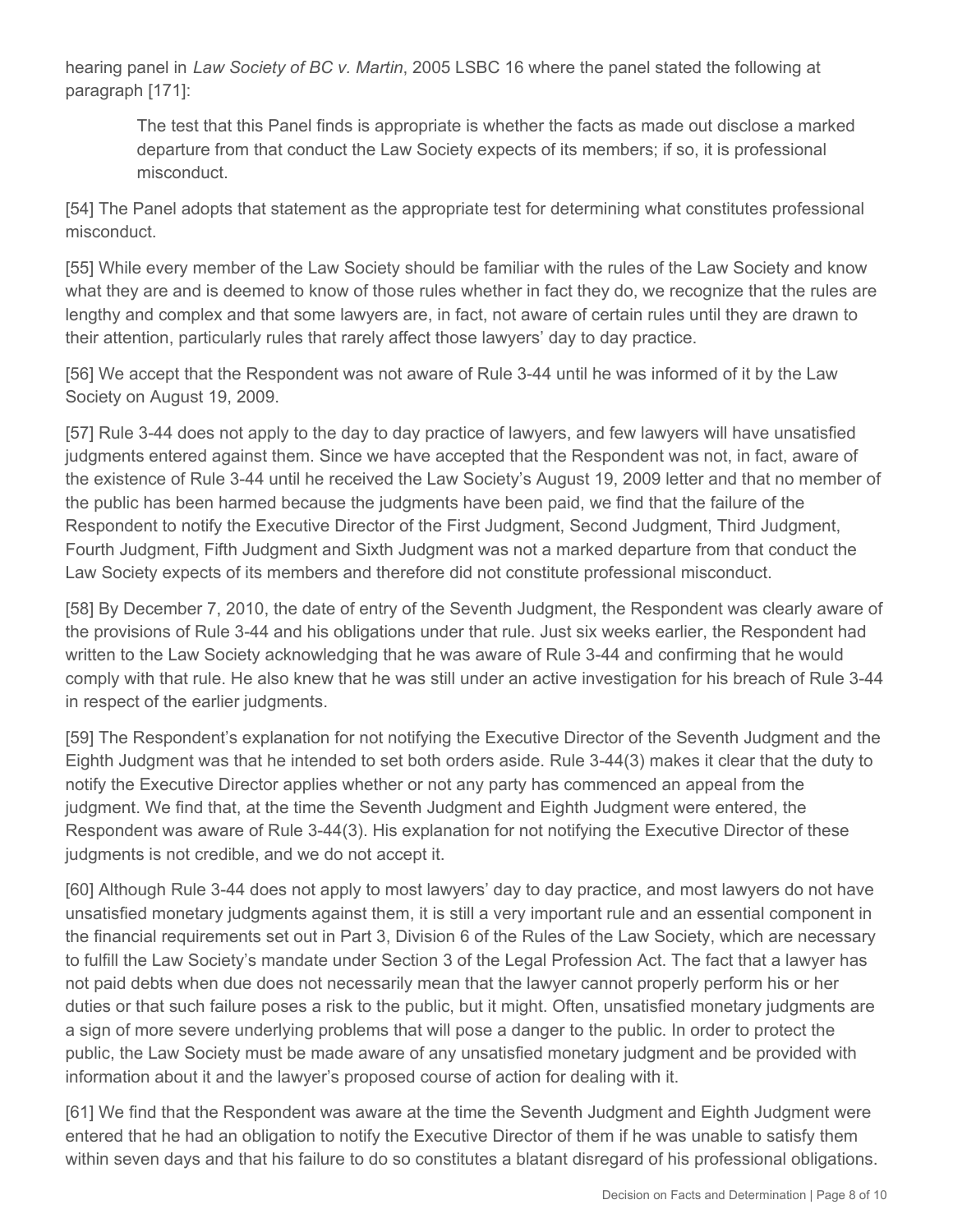hearing panel in *Law Society of BC v. Martin*, 2005 LSBC 16 where the panel stated the following at paragraph [171]:

> The test that this Panel finds is appropriate is whether the facts as made out disclose a marked departure from that conduct the Law Society expects of its members; if so, it is professional misconduct.

[54] The Panel adopts that statement as the appropriate test for determining what constitutes professional misconduct.

[55] While every member of the Law Society should be familiar with the rules of the Law Society and know what they are and is deemed to know of those rules whether in fact they do, we recognize that the rules are lengthy and complex and that some lawyers are, in fact, not aware of certain rules until they are drawn to their attention, particularly rules that rarely affect those lawyers' day to day practice.

[56] We accept that the Respondent was not aware of Rule 3-44 until he was informed of it by the Law Society on August 19, 2009.

[57] Rule 3-44 does not apply to the day to day practice of lawyers, and few lawyers will have unsatisfied judgments entered against them. Since we have accepted that the Respondent was not, in fact, aware of the existence of Rule 3-44 until he received the Law Society's August 19, 2009 letter and that no member of the public has been harmed because the judgments have been paid, we find that the failure of the Respondent to notify the Executive Director of the First Judgment, Second Judgment, Third Judgment, Fourth Judgment, Fifth Judgment and Sixth Judgment was not a marked departure from that conduct the Law Society expects of its members and therefore did not constitute professional misconduct.

[58] By December 7, 2010, the date of entry of the Seventh Judgment, the Respondent was clearly aware of the provisions of Rule 3-44 and his obligations under that rule. Just six weeks earlier, the Respondent had written to the Law Society acknowledging that he was aware of Rule 3-44 and confirming that he would comply with that rule. He also knew that he was still under an active investigation for his breach of Rule 3-44 in respect of the earlier judgments.

[59] The Respondent's explanation for not notifying the Executive Director of the Seventh Judgment and the Eighth Judgment was that he intended to set both orders aside. Rule 3-44(3) makes it clear that the duty to notify the Executive Director applies whether or not any party has commenced an appeal from the judgment. We find that, at the time the Seventh Judgment and Eighth Judgment were entered, the Respondent was aware of Rule 3-44(3). His explanation for not notifying the Executive Director of these judgments is not credible, and we do not accept it.

[60] Although Rule 3-44 does not apply to most lawyers' day to day practice, and most lawyers do not have unsatisfied monetary judgments against them, it is still a very important rule and an essential component in the financial requirements set out in Part 3, Division 6 of the Rules of the Law Society, which are necessary to fulfill the Law Society's mandate under Section 3 of the Legal Profession Act. The fact that a lawyer has not paid debts when due does not necessarily mean that the lawyer cannot properly perform his or her duties or that such failure poses a risk to the public, but it might. Often, unsatisfied monetary judgments are a sign of more severe underlying problems that will pose a danger to the public. In order to protect the public, the Law Society must be made aware of any unsatisfied monetary judgment and be provided with information about it and the lawyer's proposed course of action for dealing with it.

[61] We find that the Respondent was aware at the time the Seventh Judgment and Eighth Judgment were entered that he had an obligation to notify the Executive Director of them if he was unable to satisfy them within seven days and that his failure to do so constitutes a blatant disregard of his professional obligations.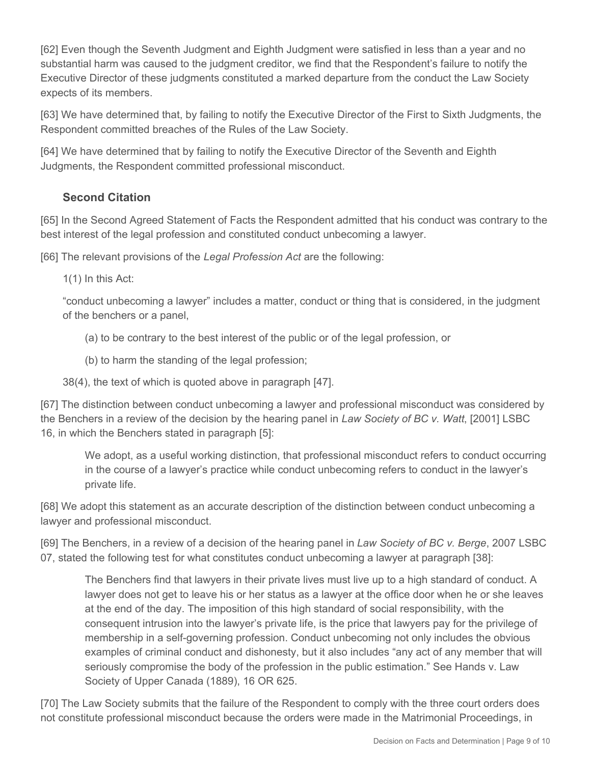[62] Even though the Seventh Judgment and Eighth Judgment were satisfied in less than a year and no substantial harm was caused to the judgment creditor, we find that the Respondent's failure to notify the Executive Director of these judgments constituted a marked departure from the conduct the Law Society expects of its members.

[63] We have determined that, by failing to notify the Executive Director of the First to Sixth Judgments, the Respondent committed breaches of the Rules of the Law Society.

[64] We have determined that by failing to notify the Executive Director of the Seventh and Eighth Judgments, the Respondent committed professional misconduct.

### Second Citation

[65] In the Second Agreed Statement of Facts the Respondent admitted that his conduct was contrary to the best interest of the legal profession and constituted conduct unbecoming a lawyer.

[66] The relevant provisions of the *Legal Profession Act* are the following:

> 1(1) In this Act:
>
> "conduct unbecoming a lawyer" includes a matter, conduct or thing that is considered, in the judgment of the benchers or a panel,
>
> > (a) to be contrary to the best interest of the public or of the legal profession, or
> >
> > (b) to harm the standing of the legal profession;
>
> 38(4), the text of which is quoted above in paragraph [47].

[67] The distinction between conduct unbecoming a lawyer and professional misconduct was considered by the Benchers in a review of the decision by the hearing panel in *Law Society of BC v. Watt*, [2001] LSBC 16, in which the Benchers stated in paragraph [5]:

> We adopt, as a useful working distinction, that professional misconduct refers to conduct occurring in the course of a lawyer's practice while conduct unbecoming refers to conduct in the lawyer's private life.

[68] We adopt this statement as an accurate description of the distinction between conduct unbecoming a lawyer and professional misconduct.

[69] The Benchers, in a review of a decision of the hearing panel in *Law Society of BC v. Berge*, 2007 LSBC 07, stated the following test for what constitutes conduct unbecoming a lawyer at paragraph [38]:

> The Benchers find that lawyers in their private lives must live up to a high standard of conduct. A lawyer does not get to leave his or her status as a lawyer at the office door when he or she leaves at the end of the day. The imposition of this high standard of social responsibility, with the consequent intrusion into the lawyer's private life, is the price that lawyers pay for the privilege of membership in a self-governing profession. Conduct unbecoming not only includes the obvious examples of criminal conduct and dishonesty, but it also includes "any act of any member that will seriously compromise the body of the profession in the public estimation." See Hands v. Law Society of Upper Canada (1889), 16 OR 625.

[70] The Law Society submits that the failure of the Respondent to comply with the three court orders does not constitute professional misconduct because the orders were made in the Matrimonial Proceedings, in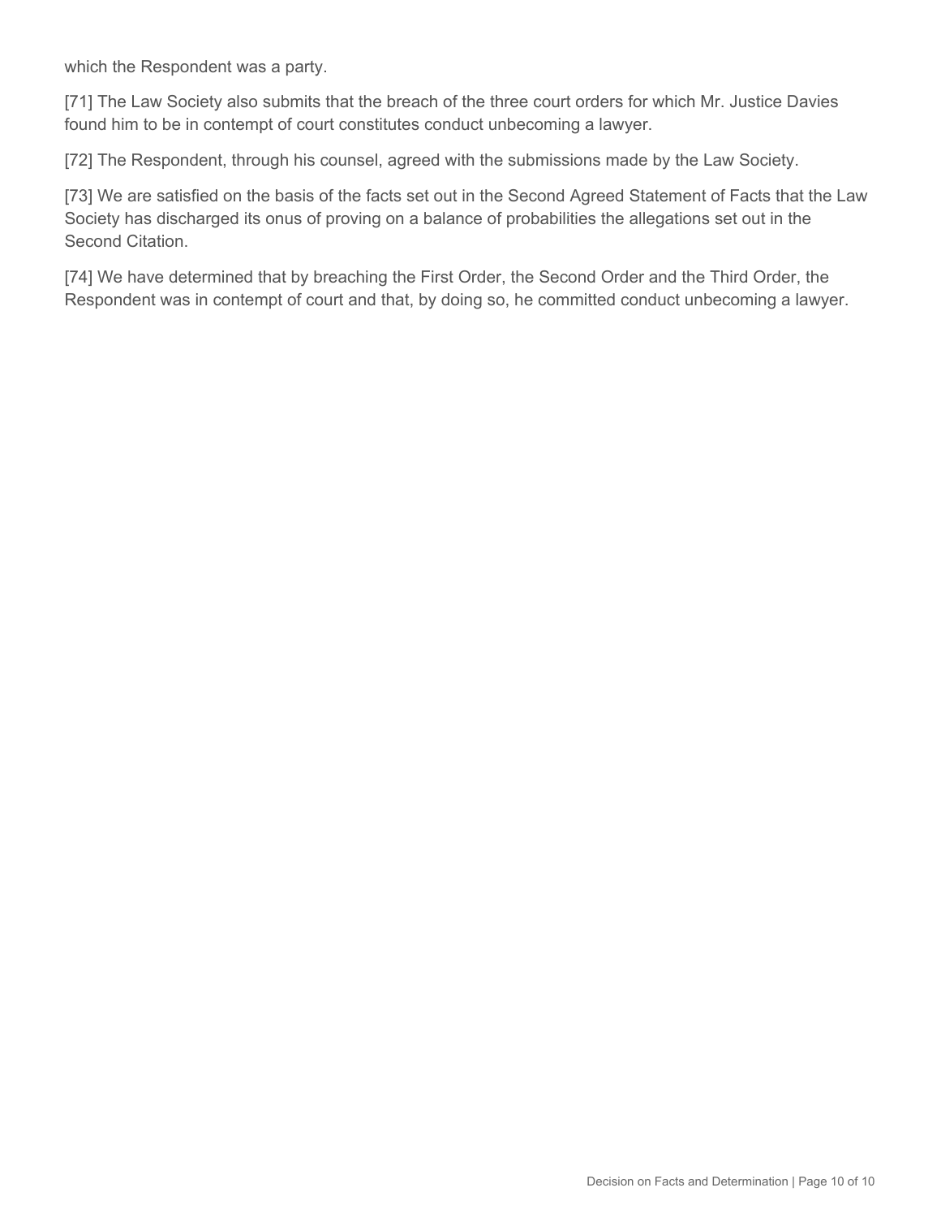which the Respondent was a party.

[71] The Law Society also submits that the breach of the three court orders for which Mr. Justice Davies found him to be in contempt of court constitutes conduct unbecoming a lawyer.

[72] The Respondent, through his counsel, agreed with the submissions made by the Law Society.

[73] We are satisfied on the basis of the facts set out in the Second Agreed Statement of Facts that the Law Society has discharged its onus of proving on a balance of probabilities the allegations set out in the Second Citation.

[74] We have determined that by breaching the First Order, the Second Order and the Third Order, the Respondent was in contempt of court and that, by doing so, he committed conduct unbecoming a lawyer.